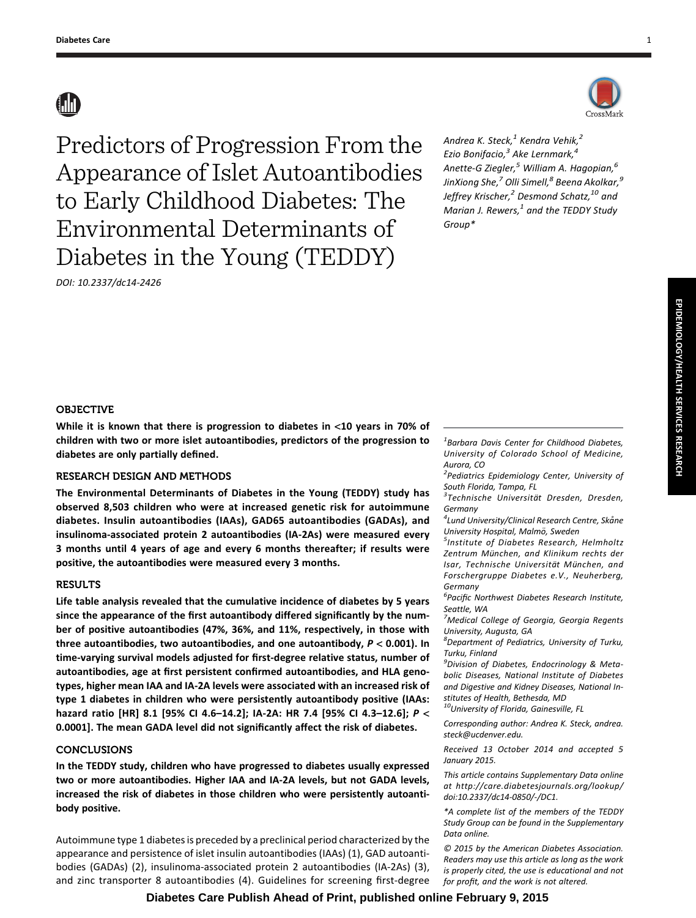# Predictors of Progression From the Appearance of Islet Autoantibodies to Early Childhood Diabetes: The Environmental Determinants of Diabetes in the Young (TEDDY)

DOI: 10.2337/dc14-2426

*Andrea K. Steck,[1] Kendra Vehik,[2] Ezio Bonifacio,[3] Ake Lernmark,[4] Anette-G Ziegler,[5] William A. Hagopian,[6] JinXiong She,[7] Olli Simell,[8] Beena Akolkar,[9] Jeffrey Krischer,[2] Desmond Schatz,[10] and Marian J. Rewers,[1] and the TEDDY Study Group**

EPIDEMIOLOGY/HEALTH SERVICES RESEARCH

## OBJECTIVE

**While it is known that there is progression to diabetes in <10 years in 70% of children with two or more islet autoantibodies, predictors of the progression to diabetes are only partially defined.**

## RESEARCH DESIGN AND METHODS

**The Environmental Determinants of Diabetes in the Young (TEDDY) study has observed 8,503 children who were at increased genetic risk for autoimmune diabetes. Insulin autoantibodies (IAAs), GAD65 autoantibodies (GADAs), and insulinoma-associated protein 2 autoantibodies (IA-2As) were measured every 3 months until 4 years of age and every 6 months thereafter; if results were positive, the autoantibodies were measured every 3 months.**

## RESULTS

**Life table analysis revealed that the cumulative incidence of diabetes by 5 years since the appearance of the first autoantibody differed significantly by the number of positive autoantibodies (47%, 36%, and 11%, respectively, in those with three autoantibodies, two autoantibodies, and one autoantibody, $P < 0.001$). In time-varying survival models adjusted for first-degree relative status, number of autoantibodies, age at first persistent confirmed autoantibodies, and HLA genotypes, higher mean IAA and IA-2A levels were associated with an increased risk of type 1 diabetes in children who were persistently autoantibody positive (IAAs: hazard ratio [HR] 8.1 [95% CI 4.6–14.2]; IA-2A: HR 7.4 [95% CI 4.3–12.6]; $P < 0.0001$]. The mean GADA level did not significantly affect the risk of diabetes.**

## CONCLUSIONS

**In the TEDDY study, children who have progressed to diabetes usually expressed two or more autoantibodies. Higher IAA and IA-2A levels, but not GADA levels, increased the risk of diabetes in those children who were persistently autoantibody positive.**

Autoimmune type 1 diabetes is preceded by a preclinical period characterized by the appearance and persistence of islet insulin autoantibodies (IAAs) (1), GAD autoantibodies (GADAs) (2), insulinoma-associated protein 2 autoantibodies (IA-2As) (3), and zinc transporter 8 autoantibodies (4). Guidelines for screening first-degree

---

*[1]Barbara Davis Center for Childhood Diabetes, University of Colorado School of Medicine, Aurora, CO*

*[2]Pediatrics Epidemiology Center, University of South Florida, Tampa, FL*

*[3]Technische Universität Dresden, Dresden, Germany*

*[4]Lund University/Clinical Research Centre, Skåne University Hospital, Malmö, Sweden*

*[5]Institute of Diabetes Research, Helmholtz Zentrum München, and Klinikum rechts der Isar, Technische Universität München, and Forschergruppe Diabetes e.V., Neuherberg, Germany*

*[6]Pacific Northwest Diabetes Research Institute, Seattle, WA*

*[7]Medical College of Georgia, Georgia Regents University, Augusta, GA*

*[8]Department of Pediatrics, University of Turku, Turku, Finland*

*[9]Division of Diabetes, Endocrinology & Metabolic Diseases, National Institute of Diabetes and Digestive and Kidney Diseases, National Institutes of Health, Bethesda, MD*

*[10]University of Florida, Gainesville, FL*

*Corresponding author: Andrea K. Steck, andrea.steck@ucdenver.edu.*

*Received 13 October 2014 and accepted 5 January 2015.*

*This article contains Supplementary Data online at http://care.diabetesjournals.org/lookup/doi:10.2337/dc14-0850/-/DC1.*

*\*A complete list of the members of the TEDDY Study Group can be found in the Supplementary Data online.*

*© 2015 by the American Diabetes Association. Readers may use this article as long as the work is properly cited, the use is educational and not for profit, and the work is not altered.*

**Diabetes Care Publish Ahead of Print, published online February 9, 2015**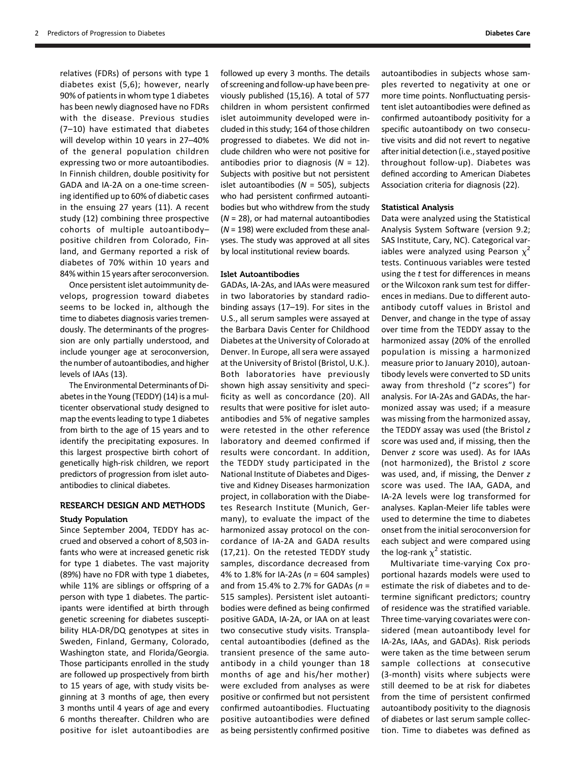relatives (FDRs) of persons with type 1 diabetes exist (5,6); however, nearly 90% of patients in whom type 1 diabetes has been newly diagnosed have no FDRs with the disease. Previous studies (7–10) have estimated that diabetes will develop within 10 years in 27–40% of the general population children expressing two or more autoantibodies. In Finnish children, double positivity for GADA and IA-2A on a one-time screening identified up to 60% of diabetic cases in the ensuing 27 years (11). A recent study (12) combining three prospective cohorts of multiple autoantibody–positive children from Colorado, Finland, and Germany reported a risk of diabetes of 70% within 10 years and 84% within 15 years after seroconversion.

Once persistent islet autoimmunity develops, progression toward diabetes seems to be locked in, although the time to diabetes diagnosis varies tremendously. The determinants of the progression are only partially understood, and include younger age at seroconversion, the number of autoantibodies, and higher levels of IAAs (13).

The Environmental Determinants of Diabetes in the Young (TEDDY) (14) is a multicenter observational study designed to map the events leading to type 1 diabetes from birth to the age of 15 years and to identify the precipitating exposures. In this largest prospective birth cohort of genetically high-risk children, we report predictors of progression from islet autoantibodies to clinical diabetes.

## RESEARCH DESIGN AND METHODS

### Study Population

Since September 2004, TEDDY has accrued and observed a cohort of 8,503 infants who were at increased genetic risk for type 1 diabetes. The vast majority (89%) have no FDR with type 1 diabetes, while 11% are siblings or offspring of a person with type 1 diabetes. The participants were identified at birth through genetic screening for diabetes susceptibility HLA-DR/DQ genotypes at sites in Sweden, Finland, Germany, Colorado, Washington state, and Florida/Georgia. Those participants enrolled in the study are followed up prospectively from birth to 15 years of age, with study visits beginning at 3 months of age, then every 3 months until 4 years of age and every 6 months thereafter. Children who are positive for islet autoantibodies are followed up every 3 months. The details of screening and follow-up have been previously published (15,16). A total of 577 children in whom persistent confirmed islet autoimmunity developed were included in this study; 164 of those children progressed to diabetes. We did not include children who were not positive for antibodies prior to diagnosis ($N$ = 12). Subjects with positive but not persistent islet autoantibodies ($N$ = 505), subjects who had persistent confirmed autoantibodies but who withdrew from the study ($N$ = 28), or had maternal autoantibodies ($N$ = 198) were excluded from these analyses. The study was approved at all sites by local institutional review boards.

### Islet Autoantibodies

GADAs, IA-2As, and IAAs were measured in two laboratories by standard radiobinding assays (17–19). For sites in the U.S., all serum samples were assayed at the Barbara Davis Center for Childhood Diabetes at the University of Colorado at Denver. In Europe, all sera were assayed at the University of Bristol (Bristol, U.K.). Both laboratories have previously shown high assay sensitivity and specificity as well as concordance (20). All results that were positive for islet autoantibodies and 5% of negative samples were retested in the other reference laboratory and deemed confirmed if results were concordant. In addition, the TEDDY study participated in the National Institute of Diabetes and Digestive and Kidney Diseases harmonization project, in collaboration with the Diabetes Research Institute (Munich, Germany), to evaluate the impact of the harmonized assay protocol on the concordance of IA-2A and GADA results (17,21). On the retested TEDDY study samples, discordance decreased from 4% to 1.8% for IA-2As ($n$ = 604 samples) and from 15.4% to 2.7% for GADAs ($n$ = 515 samples). Persistent islet autoantibodies were defined as being confirmed positive GADA, IA-2A, or IAA on at least two consecutive study visits. Transplacental autoantibodies (defined as the transient presence of the same autoantibody in a child younger than 18 months of age and his/her mother) were excluded from analyses as were positive or confirmed but not persistent confirmed autoantibodies. Fluctuating positive autoantibodies were defined as being persistently confirmed positive autoantibodies in subjects whose samples reverted to negativity at one or more time points. Nonfluctuating persistent islet autoantibodies were defined as confirmed autoantibody positivity for a specific autoantibody on two consecutive visits and did not revert to negative after initial detection (i.e., stayed positive throughout follow-up). Diabetes was defined according to American Diabetes Association criteria for diagnosis (22).

### Statistical Analysis

Data were analyzed using the Statistical Analysis System Software (version 9.2; SAS Institute, Cary, NC). Categorical variables were analyzed using Pearson $\chi^2$ tests. Continuous variables were tested using the $t$ test for differences in means or the Wilcoxon rank sum test for differences in medians. Due to different autoantibody cutoff values in Bristol and Denver, and change in the type of assay over time from the TEDDY assay to the harmonized assay (20% of the enrolled population is missing a harmonized measure prior to January 2010), autoantibody levels were converted to SD units away from threshold ("$z$ scores") for analysis. For IA-2As and GADAs, the harmonized assay was used; if a measure was missing from the harmonized assay, the TEDDY assay was used (the Bristol $z$ score was used and, if missing, then the Denver $z$ score was used). As for IAAs (not harmonized), the Bristol $z$ score was used, and, if missing, the Denver $z$ score was used. The IAA, GADA, and IA-2A levels were log transformed for analyses. Kaplan-Meier life tables were used to determine the time to diabetes onset from the initial seroconversion for each subject and were compared using the log-rank $\chi^2$ statistic.

Multivariate time-varying Cox proportional hazards models were used to estimate the risk of diabetes and to determine significant predictors; country of residence was the stratified variable. Three time-varying covariates were considered (mean autoantibody level for IA-2As, IAAs, and GADAs). Risk periods were taken as the time between serum sample collections at consecutive (3-month) visits where subjects were still deemed to be at risk for diabetes from the time of persistent confirmed autoantibody positivity to the diagnosis of diabetes or last serum sample collection. Time to diabetes was defined as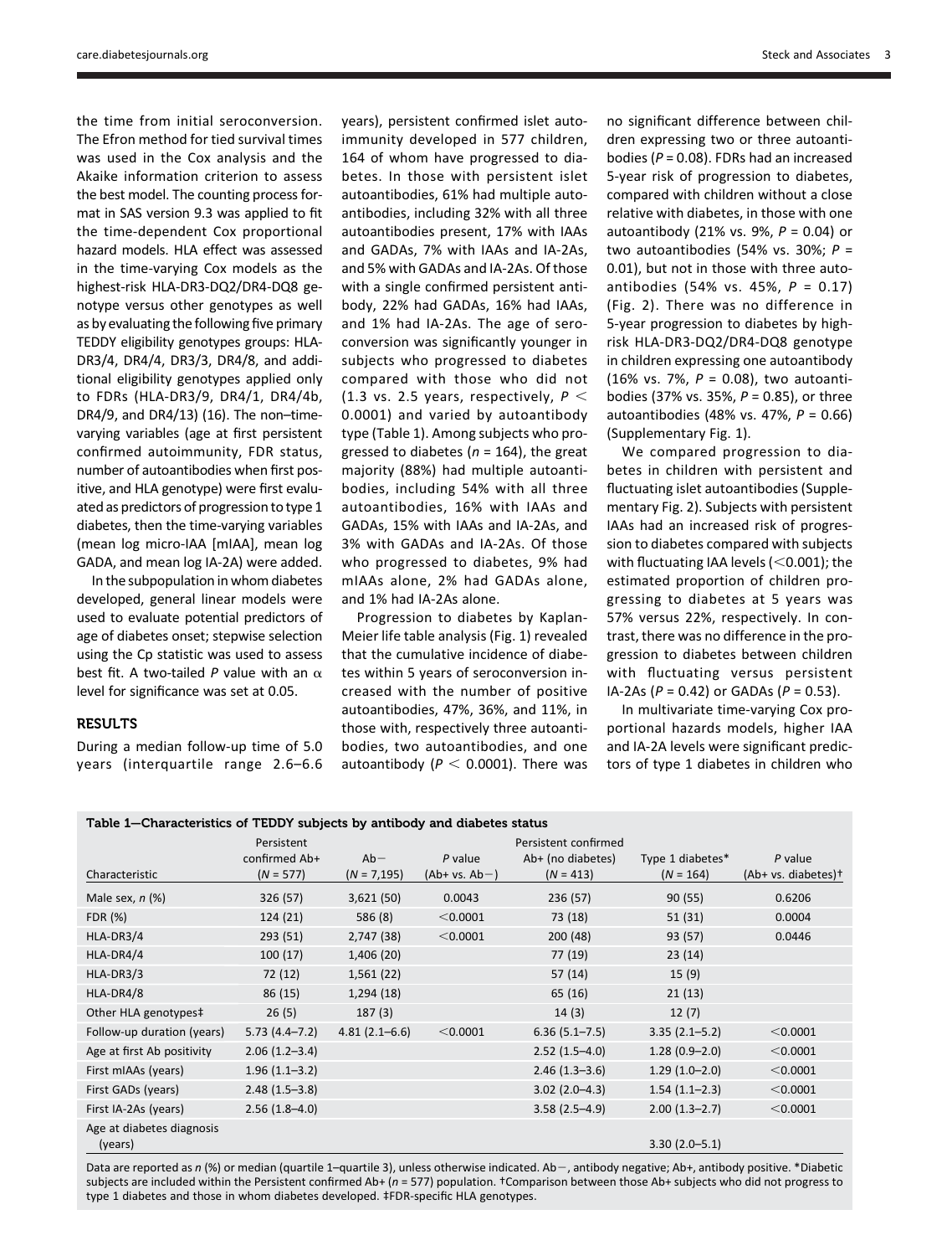the time from initial seroconversion. The Efron method for tied survival times was used in the Cox analysis and the Akaike information criterion to assess the best model. The counting process format in SAS version 9.3 was applied to fit the time-dependent Cox proportional hazard models. HLA effect was assessed in the time-varying Cox models as the highest-risk HLA-DR3-DQ2/DR4-DQ8 genotype versus other genotypes as well as by evaluating the following five primary TEDDY eligibility genotypes groups: HLA-DR3/4, DR4/4, DR3/3, DR4/8, and additional eligibility genotypes applied only to FDRs (HLA-DR3/9, DR4/1, DR4/4b, DR4/9, and DR4/13) (16). The non–time-varying variables (age at first persistent confirmed autoimmunity, FDR status, number of autoantibodies when first positive, and HLA genotype) were first evaluated as predictors of progression to type 1 diabetes, then the time-varying variables (mean log micro-IAA [mIAA], mean log GADA, and mean log IA-2A) were added.

In the subpopulation in whom diabetes developed, general linear models were used to evaluate potential predictors of age of diabetes onset; stepwise selection using the Cp statistic was used to assess best fit. A two-tailed *P* value with an $\alpha$ level for significance was set at 0.05.

## RESULTS

During a median follow-up time of 5.0 years (interquartile range 2.6–6.6 years), persistent confirmed islet autoimmunity developed in 577 children, 164 of whom have progressed to diabetes. In those with persistent islet autoantibodies, 61% had multiple autoantibodies, including 32% with all three autoantibodies present, 17% with IAAs and GADAs, 7% with IAAs and IA-2As, and 5% with GADAs and IA-2As. Of those with a single confirmed persistent antibody, 22% had GADAs, 16% had IAAs, and 1% had IA-2As. The age of seroconversion was significantly younger in subjects who progressed to diabetes compared with those who did not (1.3 vs. 2.5 years, respectively, $P < 0.0001$) and varied by autoantibody type (Table 1). Among subjects who progressed to diabetes ($n = 164$), the great majority (88%) had multiple autoantibodies, including 54% with all three autoantibodies, 16% with IAAs and GADAs, 15% with IAAs and IA-2As, and 3% with GADAs and IA-2As. Of those who progressed to diabetes, 9% had mIAAs alone, 2% had GADAs alone, and 1% had IA-2As alone.

Progression to diabetes by Kaplan-Meier life table analysis (Fig. 1) revealed that the cumulative incidence of diabetes within 5 years of seroconversion increased with the number of positive autoantibodies, 47%, 36%, and 11%, in those with, respectively three autoantibodies, two autoantibodies, and one autoantibody ($P < 0.0001$). There was no significant difference between children expressing two or three autoantibodies ($P = 0.08$). FDRs had an increased 5-year risk of progression to diabetes, compared with children without a close relative with diabetes, in those with one autoantibody (21% vs. 9%, $P = 0.04$) or two autoantibodies (54% vs. 30%; $P = 0.01$), but not in those with three autoantibodies (54% vs. 45%, $P = 0.17$) (Fig. 2). There was no difference in 5-year progression to diabetes by high-risk HLA-DR3-DQ2/DR4-DQ8 genotype in children expressing one autoantibody (16% vs. 7%, $P = 0.08$), two autoantibodies (37% vs. 35%, $P = 0.85$), or three autoantibodies (48% vs. 47%, $P = 0.66$) (Supplementary Fig. 1).

We compared progression to diabetes in children with persistent and fluctuating islet autoantibodies (Supplementary Fig. 2). Subjects with persistent IAAs had an increased risk of progression to diabetes compared with subjects with fluctuating IAA levels (<0.001); the estimated proportion of children progressing to diabetes at 5 years was 57% versus 22%, respectively. In contrast, there was no difference in the progression to diabetes between children with fluctuating versus persistent IA-2As ($P = 0.42$) or GADAs ($P = 0.53$).

In multivariate time-varying Cox proportional hazards models, higher IAA and IA-2A levels were significant predictors of type 1 diabetes in children who

**Table 1—Characteristics of TEDDY subjects by antibody and diabetes status**

| Characteristic | Persistent confirmed Ab+ ($N = 577$) | Ab− ($N = 7,195$) | *P* value (Ab+ vs. Ab−) | Persistent confirmed Ab+ (no diabetes) ($N = 413$) | Type 1 diabetes* ($N = 164$) | *P* value (Ab+ vs. diabetes)† |
|---|---|---|---|---|---|---|
| Male sex, *n* (%) | 326 (57) | 3,621 (50) | 0.0043 | 236 (57) | 90 (55) | 0.6206 |
| FDR (%) | 124 (21) | 586 (8) | <0.0001 | 73 (18) | 51 (31) | 0.0004 |
| HLA-DR3/4 | 293 (51) | 2,747 (38) | <0.0001 | 200 (48) | 93 (57) | 0.0446 |
| HLA-DR4/4 | 100 (17) | 1,406 (20) | | 77 (19) | 23 (14) | |
| HLA-DR3/3 | 72 (12) | 1,561 (22) | | 57 (14) | 15 (9) | |
| HLA-DR4/8 | 86 (15) | 1,294 (18) | | 65 (16) | 21 (13) | |
| Other HLA genotypes‡ | 26 (5) | 187 (3) | | 14 (3) | 12 (7) | |
| Follow-up duration (years) | 5.73 (4.4–7.2) | 4.81 (2.1–6.6) | <0.0001 | 6.36 (5.1–7.5) | 3.35 (2.1–5.2) | <0.0001 |
| Age at first Ab positivity | 2.06 (1.2–3.4) | | | 2.52 (1.5–4.0) | 1.28 (0.9–2.0) | <0.0001 |
| First mIAAs (years) | 1.96 (1.1–3.2) | | | 2.46 (1.3–3.6) | 1.29 (1.0–2.0) | <0.0001 |
| First GADs (years) | 2.48 (1.5–3.8) | | | 3.02 (2.0–4.3) | 1.54 (1.1–2.3) | <0.0001 |
| First IA-2As (years) | 2.56 (1.8–4.0) | | | 3.58 (2.5–4.9) | 2.00 (1.3–2.7) | <0.0001 |
| Age at diabetes diagnosis (years) | | | | | 3.30 (2.0–5.1) | |

Data are reported as *n* (%) or median (quartile 1–quartile 3), unless otherwise indicated. Ab−, antibody negative; Ab+, antibody positive. *Diabetic subjects are included within the Persistent confirmed Ab+ ($n = 577$) population. †Comparison between those Ab+ subjects who did not progress to type 1 diabetes and those in whom diabetes developed. ‡FDR-specific HLA genotypes.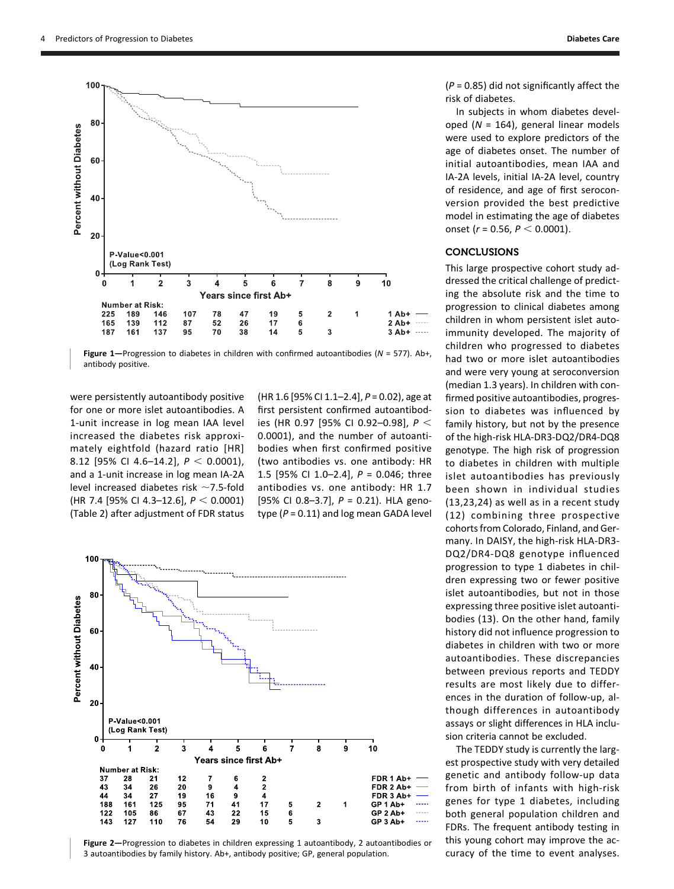Figure 1—Progression to diabetes in children with confirmed autoantibodies ($N$ = 577). Ab+, antibody positive.

were persistently autoantibody positive for one or more islet autoantibodies. A 1-unit increase in log mean IAA level increased the diabetes risk approximately eightfold (hazard ratio [HR] 8.12 [95% CI 4.6–14.2], $P < 0.0001$), and a 1-unit increase in log mean IA-2A level increased diabetes risk ~7.5-fold (HR 7.4 [95% CI 4.3–12.6], $P < 0.0001$) (Table 2) after adjustment of FDR status (HR 1.6 [95% CI 1.1–2.4], $P = 0.02$), age at first persistent confirmed autoantibodies (HR 0.97 [95% CI 0.92–0.98], $P < 0.0001$), and the number of autoantibodies when first confirmed positive (two antibodies vs. one antibody: HR 1.5 [95% CI 1.0–2.4], $P = 0.046$; three antibodies vs. one antibody: HR 1.7 [95% CI 0.8–3.7], $P = 0.21$). HLA genotype ($P = 0.11$) and log mean GADA level ($P = 0.85$) did not significantly affect the risk of diabetes.

In subjects in whom diabetes developed ($N$ = 164), general linear models were used to explore predictors of the age of diabetes onset. The number of initial autoantibodies, mean IAA and IA-2A levels, initial IA-2A level, country of residence, and age of first seroconversion provided the best predictive model in estimating the age of diabetes onset ($r = 0.56$, $P < 0.0001$).

Figure 2—Progression to diabetes in children expressing 1 autoantibody, 2 autoantibodies or 3 autoantibodies by family history. Ab+, antibody positive; GP, general population.

## CONCLUSIONS

This large prospective cohort study addressed the critical challenge of predicting the absolute risk and the time to progression to clinical diabetes among children in whom persistent islet autoimmunity developed. The majority of children who progressed to diabetes had two or more islet autoantibodies and were very young at seroconversion (median 1.3 years). In children with confirmed positive autoantibodies, progression to diabetes was influenced by family history, but not by the presence of the high-risk HLA-DR3-DQ2/DR4-DQ8 genotype. The high risk of progression to diabetes in children with multiple islet autoantibodies has previously been shown in individual studies (13,23,24) as well as in a recent study (12) combining three prospective cohorts from Colorado, Finland, and Germany. In DAISY, the high-risk HLA-DR3-DQ2/DR4-DQ8 genotype influenced progression to type 1 diabetes in children expressing two or fewer positive islet autoantibodies, but not in those expressing three positive islet autoantibodies (13). On the other hand, family history did not influence progression to diabetes in children with two or more autoantibodies. These discrepancies between previous reports and TEDDY results are most likely due to differences in the duration of follow-up, although differences in autoantibody assays or slight differences in HLA inclusion criteria cannot be excluded.

The TEDDY study is currently the largest prospective study with very detailed genetic and antibody follow-up data from birth of infants with high-risk genes for type 1 diabetes, including both general population children and FDRs. The frequent antibody testing in this young cohort may improve the accuracy of the time to event analyses.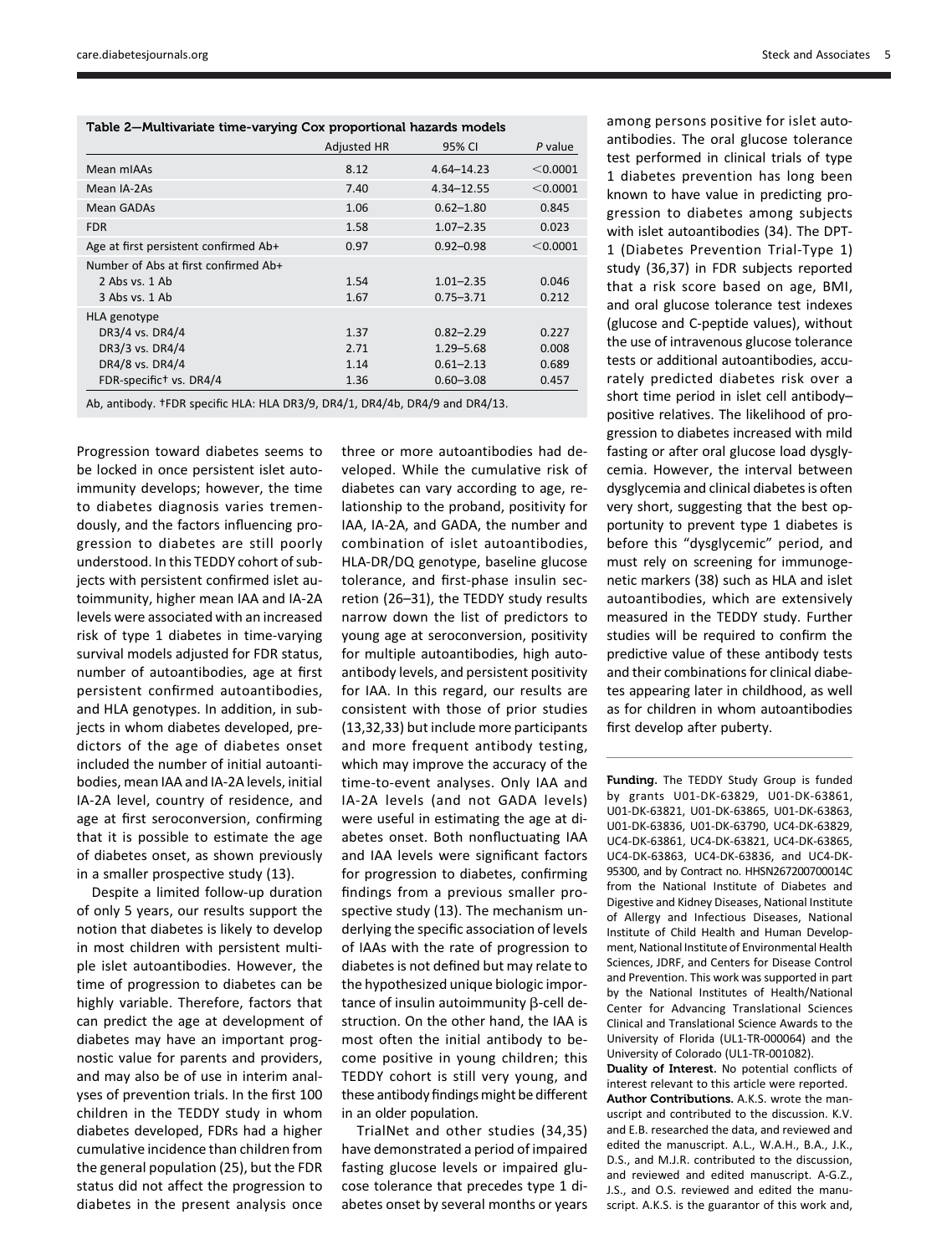**Table 2—Multivariate time-varying Cox proportional hazards models**

| | Adjusted HR | 95% CI | *P* value |
|---|---|---|---|
| Mean mIAAs | 8.12 | 4.64–14.23 | <0.0001 |
| Mean IA-2As | 7.40 | 4.34–12.55 | <0.0001 |
| Mean GADAs | 1.06 | 0.62–1.80 | 0.845 |
| FDR | 1.58 | 1.07–2.35 | 0.023 |
| Age at first persistent confirmed Ab+ | 0.97 | 0.92–0.98 | <0.0001 |
| Number of Abs at first confirmed Ab+ | | | |
| 2 Abs vs. 1 Ab | 1.54 | 1.01–2.35 | 0.046 |
| 3 Abs vs. 1 Ab | 1.67 | 0.75–3.71 | 0.212 |
| HLA genotype | | | |
| DR3/4 vs. DR4/4 | 1.37 | 0.82–2.29 | 0.227 |
| DR3/3 vs. DR4/4 | 2.71 | 1.29–5.68 | 0.008 |
| DR4/8 vs. DR4/4 | 1.14 | 0.61–2.13 | 0.689 |
| FDR-specific† vs. DR4/4 | 1.36 | 0.60–3.08 | 0.457 |

Ab, antibody. †FDR specific HLA: HLA DR3/9, DR4/1, DR4/4b, DR4/9 and DR4/13.

Progression toward diabetes seems to be locked in once persistent islet autoimmunity develops; however, the time to diabetes diagnosis varies tremendously, and the factors influencing progression to diabetes are still poorly understood. In this TEDDY cohort of subjects with persistent confirmed islet autoimmunity, higher mean IAA and IA-2A levels were associated with an increased risk of type 1 diabetes in time-varying survival models adjusted for FDR status, number of autoantibodies, age at first persistent confirmed autoantibodies, and HLA genotypes. In addition, in subjects in whom diabetes developed, predictors of the age of diabetes onset included the number of initial autoantibodies, mean IAA and IA-2A levels, initial IA-2A level, country of residence, and age at first seroconversion, confirming that it is possible to estimate the age of diabetes onset, as shown previously in a smaller prospective study (13).

Despite a limited follow-up duration of only 5 years, our results support the notion that diabetes is likely to develop in most children with persistent multiple islet autoantibodies. However, the time of progression to diabetes can be highly variable. Therefore, factors that can predict the age at development of diabetes may have an important prognostic value for parents and providers, and may also be of use in interim analyses of prevention trials. In the first 100 children in the TEDDY study in whom diabetes developed, FDRs had a higher cumulative incidence than children from the general population (25), but the FDR status did not affect the progression to diabetes in the present analysis once three or more autoantibodies had developed. While the cumulative risk of diabetes can vary according to age, relationship to the proband, positivity for IAA, IA-2A, and GADA, the number and combination of islet autoantibodies, HLA-DR/DQ genotype, baseline glucose tolerance, and first-phase insulin secretion (26–31), the TEDDY study results narrow down the list of predictors to young age at seroconversion, positivity for multiple autoantibodies, high autoantibody levels, and persistent positivity for IAA. In this regard, our results are consistent with those of prior studies (13,32,33) but include more participants and more frequent antibody testing, which may improve the accuracy of the time-to-event analyses. Only IAA and IA-2A levels (and not GADA levels) were useful in estimating the age at diabetes onset. Both nonfluctuating IAA and IAA levels were significant factors for progression to diabetes, confirming findings from a previous smaller prospective study (13). The mechanism underlying the specific association of levels of IAAs with the rate of progression to diabetes is not defined but may relate to the hypothesized unique biologic importance of insulin autoimmunity β-cell destruction. On the other hand, the IAA is most often the initial antibody to become positive in young children; this TEDDY cohort is still very young, and these antibody findings might be different in an older population.

TrialNet and other studies (34,35) have demonstrated a period of impaired fasting glucose levels or impaired glucose tolerance that precedes type 1 diabetes onset by several months or years among persons positive for islet autoantibodies. The oral glucose tolerance test performed in clinical trials of type 1 diabetes prevention has long been known to have value in predicting progression to diabetes among subjects with islet autoantibodies (34). The DPT-1 (Diabetes Prevention Trial-Type 1) study (36,37) in FDR subjects reported that a risk score based on age, BMI, and oral glucose tolerance test indexes (glucose and C-peptide values), without the use of intravenous glucose tolerance tests or additional autoantibodies, accurately predicted diabetes risk over a short time period in islet cell antibody–positive relatives. The likelihood of progression to diabetes increased with mild fasting or after oral glucose load dysglycemia. However, the interval between dysglycemia and clinical diabetes is often very short, suggesting that the best opportunity to prevent type 1 diabetes is before this "dysglycemic" period, and must rely on screening for immunogenetic markers (38) such as HLA and islet autoantibodies, which are extensively measured in the TEDDY study. Further studies will be required to confirm the predictive value of these antibody tests and their combinations for clinical diabetes appearing later in childhood, as well as for children in whom autoantibodies first develop after puberty.

---

**Funding.** The TEDDY Study Group is funded by grants U01-DK-63829, U01-DK-63861, U01-DK-63821, U01-DK-63865, U01-DK-63863, U01-DK-63836, U01-DK-63790, UC4-DK-63829, UC4-DK-63861, UC4-DK-63821, UC4-DK-63865, UC4-DK-63863, UC4-DK-63836, and UC4-DK-95300, and by Contract no. HHSN267200700014C from the National Institute of Diabetes and Digestive and Kidney Diseases, National Institute of Allergy and Infectious Diseases, National Institute of Child Health and Human Development, National Institute of Environmental Health Sciences, JDRF, and Centers for Disease Control and Prevention. This work was supported in part by the National Institutes of Health/National Center for Advancing Translational Sciences Clinical and Translational Science Awards to the University of Florida (UL1-TR-000064) and the University of Colorado (UL1-TR-001082).

**Duality of Interest.** No potential conflicts of interest relevant to this article were reported.

**Author Contributions.** A.K.S. wrote the manuscript and contributed to the discussion. K.V. and E.B. researched the data, and reviewed and edited the manuscript. A.L., W.A.H., B.A., J.K., D.S., and M.J.R. contributed to the discussion, and reviewed and edited manuscript. A-G.Z., J.S., and O.S. reviewed and edited the manuscript. A.K.S. is the guarantor of this work and,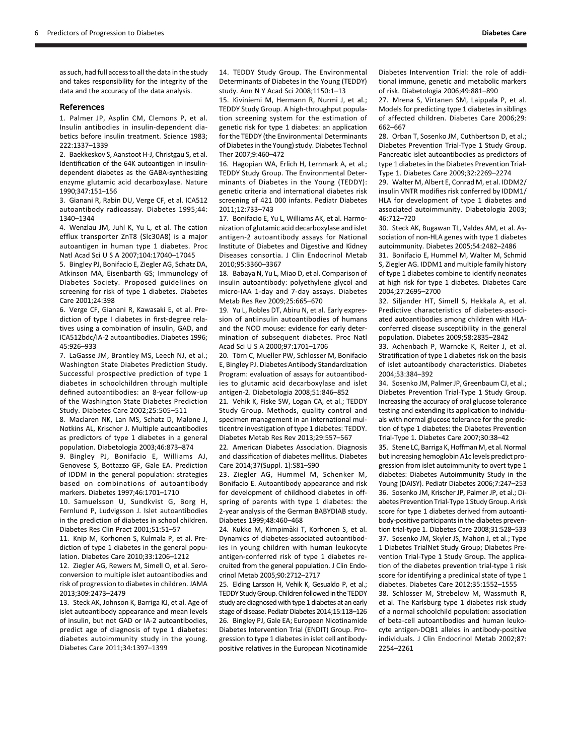as such, had full access to all the data in the study and takes responsibility for the integrity of the data and the accuracy of the data analysis.

## References

1. Palmer JP, Asplin CM, Clemons P, et al. Insulin antibodies in insulin-dependent diabetics before insulin treatment. Science 1983; 222:1337–1339
2. Baekkeskov S, Aanstoot H-J, Christgau S, et al. Identification of the 64K autoantigen in insulin-dependent diabetes as the GABA-synthesizing enzyme glutamic acid decarboxylase. Nature 1990;347:151–156
3. Gianani R, Rabin DU, Verge CF, et al. ICA512 autoantibody radioassay. Diabetes 1995;44: 1340–1344
4. Wenzlau JM, Juhl K, Yu L, et al. The cation efflux transporter ZnT8 (Slc30A8) is a major autoantigen in human type 1 diabetes. Proc Natl Acad Sci U S A 2007;104:17040–17045
5. Bingley PJ, Bonifacio E, Ziegler AG, Schatz DA, Atkinson MA, Eisenbarth GS; Immunology of Diabetes Society. Proposed guidelines on screening for risk of type 1 diabetes. Diabetes Care 2001;24:398
6. Verge CF, Gianani R, Kawasaki E, et al. Prediction of type I diabetes in first-degree relatives using a combination of insulin, GAD, and ICA512bdc/IA-2 autoantibodies. Diabetes 1996; 45:926–933
7. LaGasse JM, Brantley MS, Leech NJ, et al.; Washington State Diabetes Prediction Study. Successful prospective prediction of type 1 diabetes in schoolchildren through multiple defined autoantibodies: an 8-year follow-up of the Washington State Diabetes Prediction Study. Diabetes Care 2002;25:505–511
8. Maclaren NK, Lan MS, Schatz D, Malone J, Notkins AL, Krischer J. Multiple autoantibodies as predictors of type 1 diabetes in a general population. Diabetologia 2003;46:873–874
9. Bingley PJ, Bonifacio E, Williams AJ, Genovese S, Bottazzo GF, Gale EA. Prediction of IDDM in the general population: strategies based on combinations of autoantibody markers. Diabetes 1997;46:1701–1710
10. Samuelsson U, Sundkvist G, Borg H, Fernlund P, Ludvigsson J. Islet autoantibodies in the prediction of diabetes in school children. Diabetes Res Clin Pract 2001;51:51–57
11. Knip M, Korhonen S, Kulmala P, et al. Prediction of type 1 diabetes in the general population. Diabetes Care 2010;33:1206–1212
12. Ziegler AG, Rewers M, Simell O, et al. Seroconversion to multiple islet autoantibodies and risk of progression to diabetes in children. JAMA 2013;309:2473–2479
13. Steck AK, Johnson K, Barriga KJ, et al. Age of islet autoantibody appearance and mean levels of insulin, but not GAD or IA-2 autoantibodies, predict age of diagnosis of type 1 diabetes: diabetes autoimmunity study in the young. Diabetes Care 2011;34:1397–1399
14. TEDDY Study Group. The Environmental Determinants of Diabetes in the Young (TEDDY) study. Ann N Y Acad Sci 2008;1150:1–13
15. Kiviniemi M, Hermann R, Nurmi J, et al.; TEDDY Study Group. A high-throughput population screening system for the estimation of genetic risk for type 1 diabetes: an application for the TEDDY (the Environmental Determinants of Diabetes in the Young) study. Diabetes Technol Ther 2007;9:460–472
16. Hagopian WA, Erlich H, Lernmark A, et al.; TEDDY Study Group. The Environmental Determinants of Diabetes in the Young (TEDDY): genetic criteria and international diabetes risk screening of 421 000 infants. Pediatr Diabetes 2011;12:733–743
17. Bonifacio E, Yu L, Williams AK, et al. Harmonization of glutamic acid decarboxylase and islet antigen-2 autoantibody assays for National Institute of Diabetes and Digestive and Kidney Diseases consortia. J Clin Endocrinol Metab 2010;95:3360–3367
18. Babaya N, Yu L, Miao D, et al. Comparison of insulin autoantibody: polyethylene glycol and micro-IAA 1-day and 7-day assays. Diabetes Metab Res Rev 2009;25:665–670
19. Yu L, Robles DT, Abiru N, et al. Early expression of antiinsulin autoantibodies of humans and the NOD mouse: evidence for early determination of subsequent diabetes. Proc Natl Acad Sci U S A 2000;97:1701–1706
20. Törn C, Mueller PW, Schlosser M, Bonifacio E, Bingley PJ. Diabetes Antibody Standardization Program: evaluation of assays for autoantibodies to glutamic acid decarboxylase and islet antigen-2. Diabetologia 2008;51:846–852
21. Vehik K, Fiske SW, Logan CA, et al.; TEDDY Study Group. Methods, quality control and specimen management in an international multicentre investigation of type 1 diabetes: TEDDY. Diabetes Metab Res Rev 2013;29:557–567
22. American Diabetes Association. Diagnosis and classification of diabetes mellitus. Diabetes Care 2014;37(Suppl. 1):S81–S90
23. Ziegler AG, Hummel M, Schenker M, Bonifacio E. Autoantibody appearance and risk for development of childhood diabetes in offspring of parents with type 1 diabetes: the 2-year analysis of the German BABYDIAB study. Diabetes 1999;48:460–468
24. Kukko M, Kimpimäki T, Korhonen S, et al. Dynamics of diabetes-associated autoantibodies in young children with human leukocyte antigen-conferred risk of type 1 diabetes recruited from the general population. J Clin Endocrinol Metab 2005;90:2712–2717
25. Elding Larsson H, Vehik K, Gesualdo P, et al.; TEDDY Study Group. Children followed in the TEDDY study are diagnosed with type 1 diabetes at an early stage of disease. Pediatr Diabetes 2014;15:118–126
26. Bingley PJ, Gale EA; European Nicotinamide Diabetes Intervention Trial (ENDIT) Group. Progression to type 1 diabetes in islet cell antibody-positive relatives in the European Nicotinamide Diabetes Intervention Trial: the role of additional immune, genetic and metabolic markers of risk. Diabetologia 2006;49:881–890
27. Mrena S, Virtanen SM, Laippala P, et al. Models for predicting type 1 diabetes in siblings of affected children. Diabetes Care 2006;29: 662–667
28. Orban T, Sosenko JM, Cuthbertson D, et al.; Diabetes Prevention Trial-Type 1 Study Group. Pancreatic islet autoantibodies as predictors of type 1 diabetes in the Diabetes Prevention Trial-Type 1. Diabetes Care 2009;32:2269–2274
29. Walter M, Albert E, Conrad M, et al. IDDM2/insulin VNTR modifies risk conferred by IDDM1/HLA for development of type 1 diabetes and associated autoimmunity. Diabetologia 2003; 46:712–720
30. Steck AK, Bugawan TL, Valdes AM, et al. Association of non-HLA genes with type 1 diabetes autoimmunity. Diabetes 2005;54:2482–2486
31. Bonifacio E, Hummel M, Walter M, Schmid S, Ziegler AG. IDDM1 and multiple family history of type 1 diabetes combine to identify neonates at high risk for type 1 diabetes. Diabetes Care 2004;27:2695–2700
32. Siljander HT, Simell S, Hekkala A, et al. Predictive characteristics of diabetes-associated autoantibodies among children with HLA-conferred disease susceptibility in the general population. Diabetes 2009;58:2835–2842
33. Achenbach P, Warncke K, Reiter J, et al. Stratification of type 1 diabetes risk on the basis of islet autoantibody characteristics. Diabetes 2004;53:384–392
34. Sosenko JM, Palmer JP, Greenbaum CJ, et al.; Diabetes Prevention Trial-Type 1 Study Group. Increasing the accuracy of oral glucose tolerance testing and extending its application to individuals with normal glucose tolerance for the prediction of type 1 diabetes: the Diabetes Prevention Trial-Type 1. Diabetes Care 2007;30:38–42
35. Stene LC, Barriga K, Hoffman M, et al. Normal but increasing hemoglobin A1c levels predict progression from islet autoimmunity to overt type 1 diabetes: Diabetes Autoimmunity Study in the Young (DAISY). Pediatr Diabetes 2006;7:247–253
36. Sosenko JM, Krischer JP, Palmer JP, et al.; Diabetes Prevention Trial-Type 1 Study Group. A risk score for type 1 diabetes derived from autoantibody-positive participants in the diabetes prevention trial-type 1. Diabetes Care 2008;31:528–533
37. Sosenko JM, Skyler JS, Mahon J, et al.; Type 1 Diabetes TrialNet Study Group; Diabetes Prevention Trial-Type 1 Study Group. The application of the diabetes prevention trial-type 1 risk score for identifying a preclinical state of type 1 diabetes. Diabetes Care 2012;35:1552–1555
38. Schlosser M, Strebelow M, Wassmuth R, et al. The Karlsburg type 1 diabetes risk study of a normal schoolchild population: association of beta-cell autoantibodies and human leukocyte antigen-DQB1 alleles in antibody-positive individuals. J Clin Endocrinol Metab 2002;87: 2254–2261